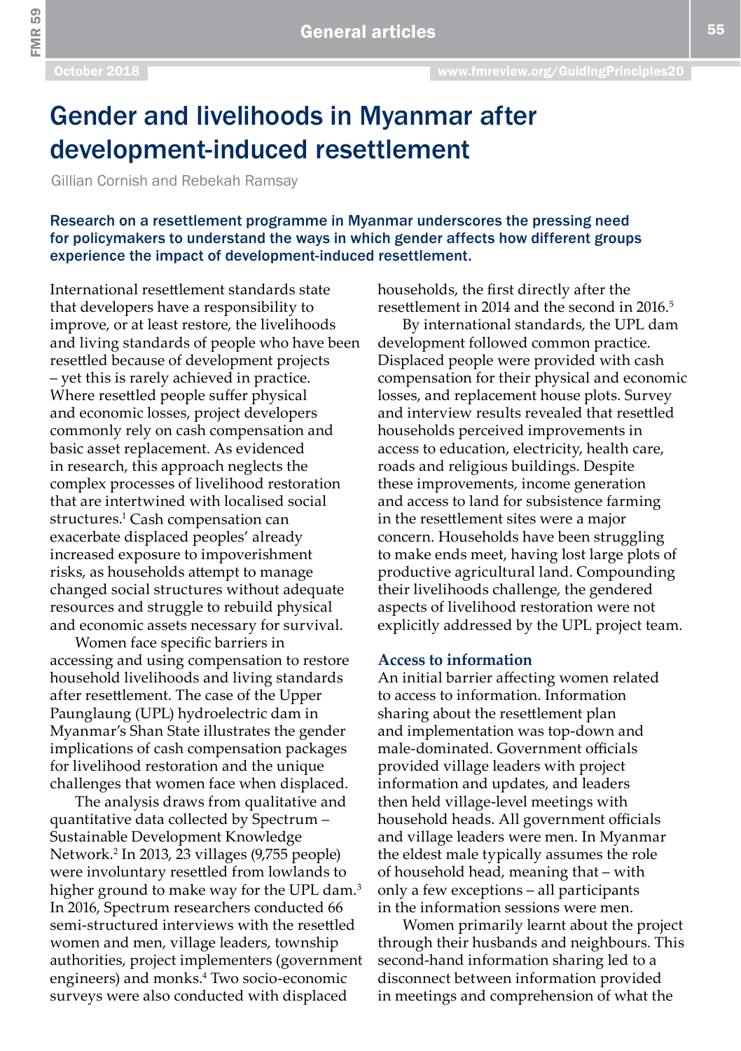# Gender and livelihoods in Myanmar after development-induced resettlement

Gillian Cornish and Rebekah Ramsay

**Research on a resettlement programme in Myanmar underscores the pressing need for policymakers to understand the ways in which gender affects how different groups experience the impact of development-induced resettlement.**

International resettlement standards state that developers have a responsibility to improve, or at least restore, the livelihoods and living standards of people who have been resettled because of development projects – yet this is rarely achieved in practice. Where resettled people suffer physical and economic losses, project developers commonly rely on cash compensation and basic asset replacement. As evidenced in research, this approach neglects the complex processes of livelihood restoration that are intertwined with localised social structures.[1] Cash compensation can exacerbate displaced peoples' already increased exposure to impoverishment risks, as households attempt to manage changed social structures without adequate resources and struggle to rebuild physical and economic assets necessary for survival.

Women face specific barriers in accessing and using compensation to restore household livelihoods and living standards after resettlement. The case of the Upper Paunglaung (UPL) hydroelectric dam in Myanmar's Shan State illustrates the gender implications of cash compensation packages for livelihood restoration and the unique challenges that women face when displaced.

The analysis draws from qualitative and quantitative data collected by Spectrum – Sustainable Development Knowledge Network.[2] In 2013, 23 villages (9,755 people) were involuntary resettled from lowlands to higher ground to make way for the UPL dam.[3] In 2016, Spectrum researchers conducted 66 semi-structured interviews with the resettled women and men, village leaders, township authorities, project implementers (government engineers) and monks.[4] Two socio-economic surveys were also conducted with displaced households, the first directly after the resettlement in 2014 and the second in 2016.[5]

By international standards, the UPL dam development followed common practice. Displaced people were provided with cash compensation for their physical and economic losses, and replacement house plots. Survey and interview results revealed that resettled households perceived improvements in access to education, electricity, health care, roads and religious buildings. Despite these improvements, income generation and access to land for subsistence farming in the resettlement sites were a major concern. Households have been struggling to make ends meet, having lost large plots of productive agricultural land. Compounding their livelihoods challenge, the gendered aspects of livelihood restoration were not explicitly addressed by the UPL project team.

## Access to information

An initial barrier affecting women related to access to information. Information sharing about the resettlement plan and implementation was top-down and male-dominated. Government officials provided village leaders with project information and updates, and leaders then held village-level meetings with household heads. All government officials and village leaders were men. In Myanmar the eldest male typically assumes the role of household head, meaning that – with only a few exceptions – all participants in the information sessions were men.

Women primarily learnt about the project through their husbands and neighbours. This second-hand information sharing led to a disconnect between information provided in meetings and comprehension of what the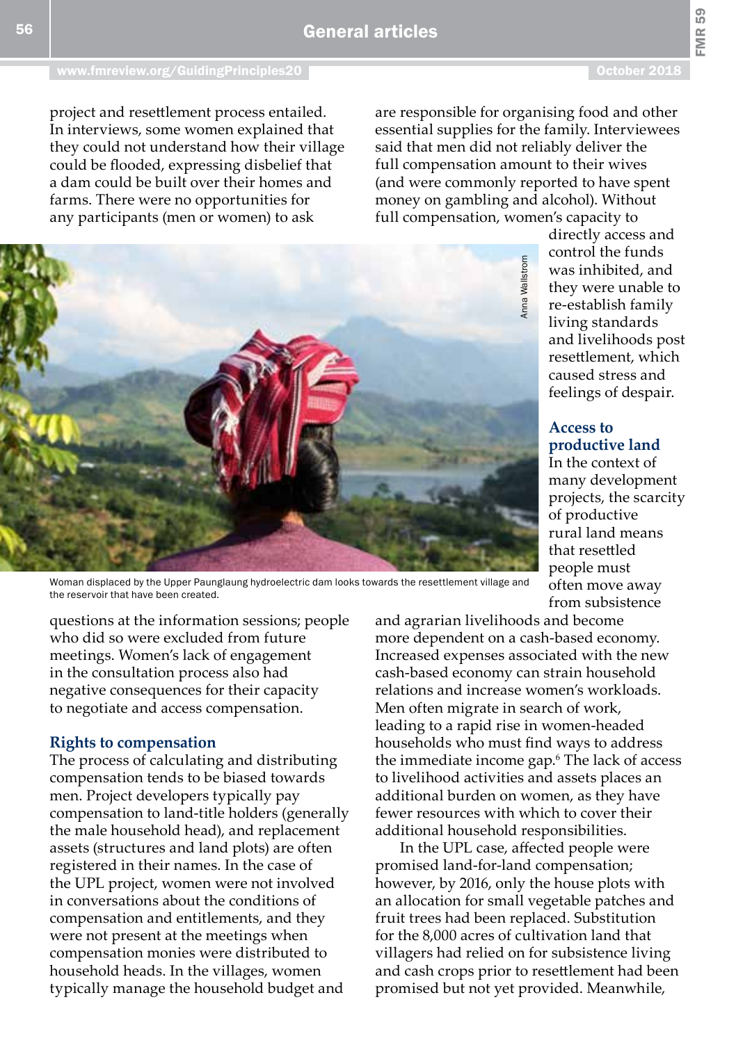project and resettlement process entailed. In interviews, some women explained that they could not understand how their village could be flooded, expressing disbelief that a dam could be built over their homes and farms. There were no opportunities for any participants (men or women) to ask questions at the information sessions; people who did so were excluded from future meetings. Women's lack of engagement in the consultation process also had negative consequences for their capacity to negotiate and access compensation.

Woman displaced by the Upper Paunglaung hydroelectric dam looks towards the resettlement village and the reservoir that have been created.

## Rights to compensation

The process of calculating and distributing compensation tends to be biased towards men. Project developers typically pay compensation to land-title holders (generally the male household head), and replacement assets (structures and land plots) are often registered in their names. In the case of the UPL project, women were not involved in conversations about the conditions of compensation and entitlements, and they were not present at the meetings when compensation monies were distributed to household heads. In the villages, women typically manage the household budget and are responsible for organising food and other essential supplies for the family. Interviewees said that men did not reliably deliver the full compensation amount to their wives (and were commonly reported to have spent money on gambling and alcohol). Without full compensation, women's capacity to directly access and control the funds was inhibited, and they were unable to re-establish family living standards and livelihoods post resettlement, which caused stress and feelings of despair.

## Access to productive land

In the context of many development projects, the scarcity of productive rural land means that resettled people must often move away from subsistence and agrarian livelihoods and become more dependent on a cash-based economy. Increased expenses associated with the new cash-based economy can strain household relations and increase women's workloads. Men often migrate in search of work, leading to a rapid rise in women-headed households who must find ways to address the immediate income gap.[6] The lack of access to livelihood activities and assets places an additional burden on women, as they have fewer resources with which to cover their additional household responsibilities.

In the UPL case, affected people were promised land-for-land compensation; however, by 2016, only the house plots with an allocation for small vegetable patches and fruit trees had been replaced. Substitution for the 8,000 acres of cultivation land that villagers had relied on for subsistence living and cash crops prior to resettlement had been promised but not yet provided. Meanwhile,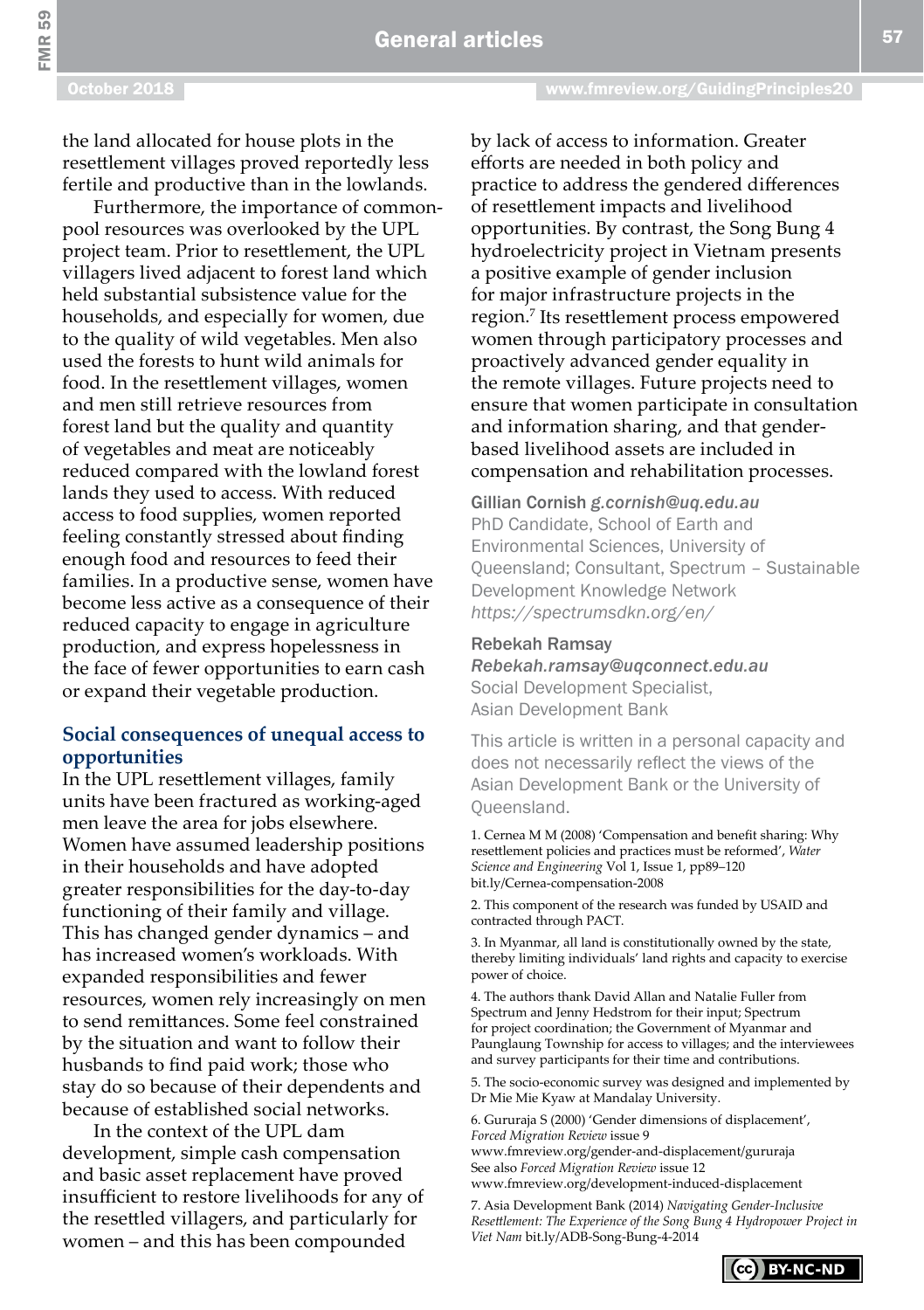the land allocated for house plots in the resettlement villages proved reportedly less fertile and productive than in the lowlands.

Furthermore, the importance of common-pool resources was overlooked by the UPL project team. Prior to resettlement, the UPL villagers lived adjacent to forest land which held substantial subsistence value for the households, and especially for women, due to the quality of wild vegetables. Men also used the forests to hunt wild animals for food. In the resettlement villages, women and men still retrieve resources from forest land but the quality and quantity of vegetables and meat are noticeably reduced compared with the lowland forest lands they used to access. With reduced access to food supplies, women reported feeling constantly stressed about finding enough food and resources to feed their families. In a productive sense, women have become less active as a consequence of their reduced capacity to engage in agriculture production, and express hopelessness in the face of fewer opportunities to earn cash or expand their vegetable production.

## Social consequences of unequal access to opportunities

In the UPL resettlement villages, family units have been fractured as working-aged men leave the area for jobs elsewhere. Women have assumed leadership positions in their households and have adopted greater responsibilities for the day-to-day functioning of their family and village. This has changed gender dynamics – and has increased women's workloads. With expanded responsibilities and fewer resources, women rely increasingly on men to send remittances. Some feel constrained by the situation and want to follow their husbands to find paid work; those who stay do so because of their dependents and because of established social networks.

In the context of the UPL dam development, simple cash compensation and basic asset replacement have proved insufficient to restore livelihoods for any of the resettled villagers, and particularly for women – and this has been compounded by lack of access to information. Greater efforts are needed in both policy and practice to address the gendered differences of resettlement impacts and livelihood opportunities. By contrast, the Song Bung 4 hydroelectricity project in Vietnam presents a positive example of gender inclusion for major infrastructure projects in the region.[7] Its resettlement process empowered women through participatory processes and proactively advanced gender equality in the remote villages. Future projects need to ensure that women participate in consultation and information sharing, and that gender-based livelihood assets are included in compensation and rehabilitation processes.

Gillian Cornish *g.cornish@uq.edu.au*
PhD Candidate, School of Earth and Environmental Sciences, University of Queensland; Consultant, Spectrum – Sustainable Development Knowledge Network
*https://spectrumsdkn.org/en/*

Rebekah Ramsay
*Rebekah.ramsay@uqconnect.edu.au*
Social Development Specialist, Asian Development Bank

This article is written in a personal capacity and does not necessarily reflect the views of the Asian Development Bank or the University of Queensland.

1. Cernea M M (2008) 'Compensation and benefit sharing: Why resettlement policies and practices must be reformed', *Water Science and Engineering* Vol 1, Issue 1, pp89–120 bit.ly/Cernea-compensation-2008

2. This component of the research was funded by USAID and contracted through PACT.

3. In Myanmar, all land is constitutionally owned by the state, thereby limiting individuals' land rights and capacity to exercise power of choice.

4. The authors thank David Allan and Natalie Fuller from Spectrum and Jenny Hedstrom for their input; Spectrum for project coordination; the Government of Myanmar and Paunglaung Township for access to villages; and the interviewees and survey participants for their time and contributions.

5. The socio-economic survey was designed and implemented by Dr Mie Mie Kyaw at Mandalay University.

6. Gururaja S (2000) 'Gender dimensions of displacement', *Forced Migration Review* issue 9
www.fmreview.org/gender-and-displacement/gururaja
See also *Forced Migration Review* issue 12
www.fmreview.org/development-induced-displacement

7. Asia Development Bank (2014) *Navigating Gender-Inclusive Resettlement: The Experience of the Song Bung 4 Hydropower Project in Viet Nam* bit.ly/ADB-Song-Bung-4-2014